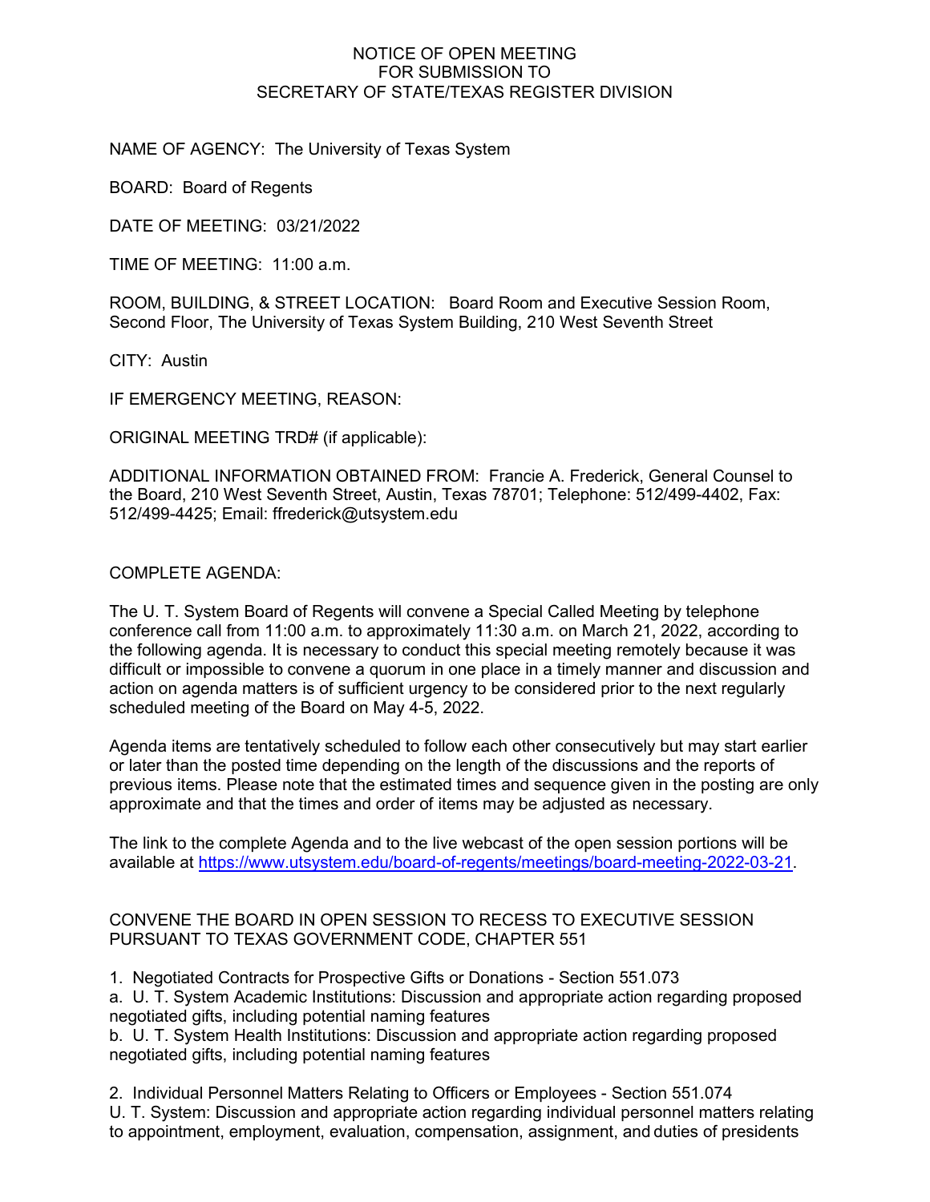NOTICE OF OPEN MEETING
FOR SUBMISSION TO
SECRETARY OF STATE/TEXAS REGISTER DIVISION

NAME OF AGENCY: The University of Texas System

BOARD: Board of Regents

DATE OF MEETING: 03/21/2022

TIME OF MEETING: 11:00 a.m.

ROOM, BUILDING, & STREET LOCATION: Board Room and Executive Session Room, Second Floor, The University of Texas System Building, 210 West Seventh Street

CITY: Austin

IF EMERGENCY MEETING, REASON:

ORIGINAL MEETING TRD# (if applicable):

ADDITIONAL INFORMATION OBTAINED FROM: Francie A. Frederick, General Counsel to the Board, 210 West Seventh Street, Austin, Texas 78701; Telephone: 512/499-4402, Fax: 512/499-4425; Email: ffrederick@utsystem.edu

COMPLETE AGENDA:

The U. T. System Board of Regents will convene a Special Called Meeting by telephone conference call from 11:00 a.m. to approximately 11:30 a.m. on March 21, 2022, according to the following agenda. It is necessary to conduct this special meeting remotely because it was difficult or impossible to convene a quorum in one place in a timely manner and discussion and action on agenda matters is of sufficient urgency to be considered prior to the next regularly scheduled meeting of the Board on May 4-5, 2022.

Agenda items are tentatively scheduled to follow each other consecutively but may start earlier or later than the posted time depending on the length of the discussions and the reports of previous items. Please note that the estimated times and sequence given in the posting are only approximate and that the times and order of items may be adjusted as necessary.

The link to the complete Agenda and to the live webcast of the open session portions will be available at https://www.utsystem.edu/board-of-regents/meetings/board-meeting-2022-03-21.

CONVENE THE BOARD IN OPEN SESSION TO RECESS TO EXECUTIVE SESSION PURSUANT TO TEXAS GOVERNMENT CODE, CHAPTER 551

1. Negotiated Contracts for Prospective Gifts or Donations - Section 551.073
a. U. T. System Academic Institutions: Discussion and appropriate action regarding proposed negotiated gifts, including potential naming features
b. U. T. System Health Institutions: Discussion and appropriate action regarding proposed negotiated gifts, including potential naming features

2. Individual Personnel Matters Relating to Officers or Employees - Section 551.074
U. T. System: Discussion and appropriate action regarding individual personnel matters relating to appointment, employment, evaluation, compensation, assignment, and duties of presidents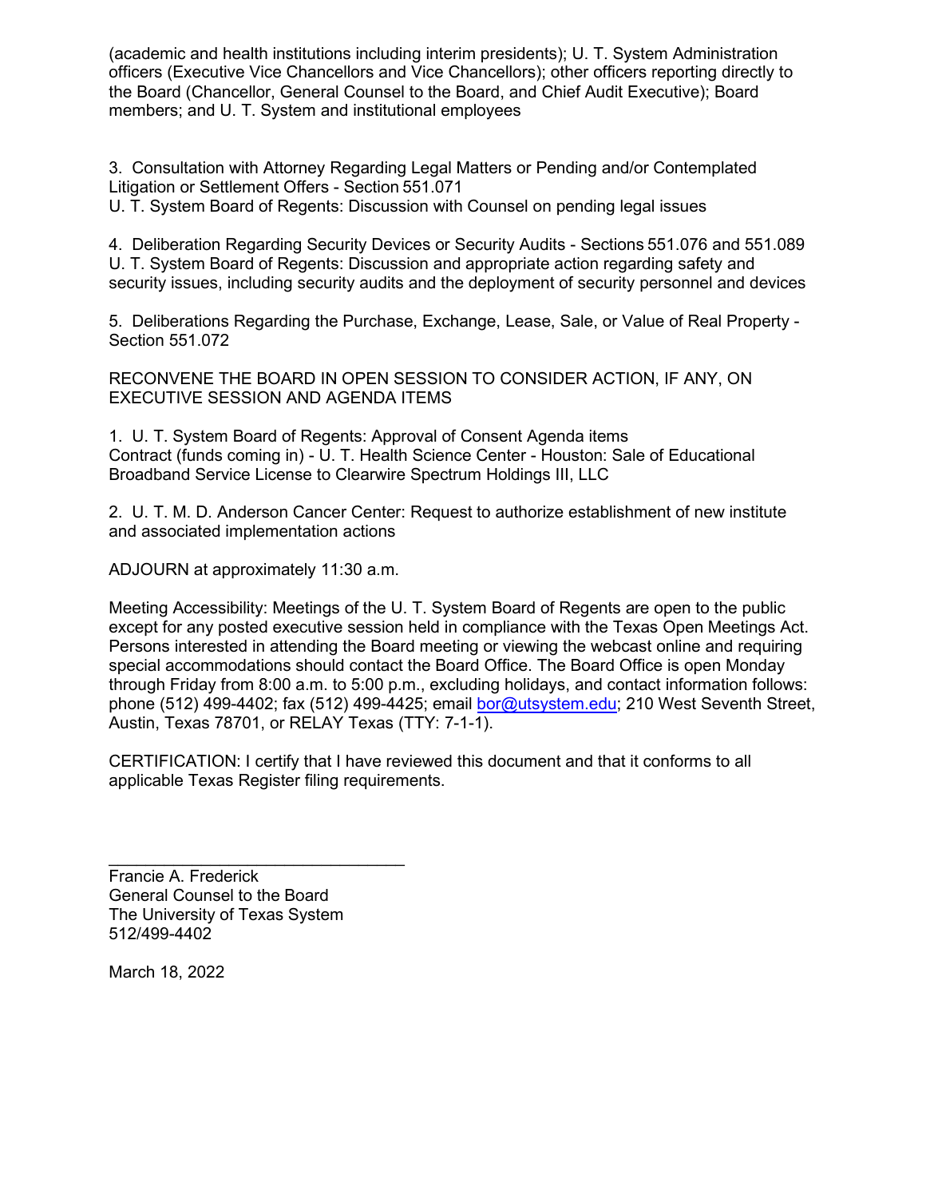(academic and health institutions including interim presidents); U. T. System Administration officers (Executive Vice Chancellors and Vice Chancellors); other officers reporting directly to the Board (Chancellor, General Counsel to the Board, and Chief Audit Executive); Board members; and U. T. System and institutional employees

3. Consultation with Attorney Regarding Legal Matters or Pending and/or Contemplated Litigation or Settlement Offers - Section 551.071
U. T. System Board of Regents: Discussion with Counsel on pending legal issues

4. Deliberation Regarding Security Devices or Security Audits - Sections 551.076 and 551.089
U. T. System Board of Regents: Discussion and appropriate action regarding safety and security issues, including security audits and the deployment of security personnel and devices

5. Deliberations Regarding the Purchase, Exchange, Lease, Sale, or Value of Real Property - Section 551.072

RECONVENE THE BOARD IN OPEN SESSION TO CONSIDER ACTION, IF ANY, ON EXECUTIVE SESSION AND AGENDA ITEMS

1. U. T. System Board of Regents: Approval of Consent Agenda items
Contract (funds coming in) - U. T. Health Science Center - Houston: Sale of Educational Broadband Service License to Clearwire Spectrum Holdings III, LLC

2. U. T. M. D. Anderson Cancer Center: Request to authorize establishment of new institute and associated implementation actions

ADJOURN at approximately 11:30 a.m.

Meeting Accessibility: Meetings of the U. T. System Board of Regents are open to the public except for any posted executive session held in compliance with the Texas Open Meetings Act. Persons interested in attending the Board meeting or viewing the webcast online and requiring special accommodations should contact the Board Office. The Board Office is open Monday through Friday from 8:00 a.m. to 5:00 p.m., excluding holidays, and contact information follows: phone (512) 499-4402; fax (512) 499-4425; email bor@utsystem.edu; 210 West Seventh Street, Austin, Texas 78701, or RELAY Texas (TTY: 7-1-1).

CERTIFICATION: I certify that I have reviewed this document and that it conforms to all applicable Texas Register filing requirements.

\_\_\_\_\_\_\_\_\_\_\_\_\_\_\_\_\_\_\_\_\_\_\_\_\_\_\_\_\_\_\_\_

Francie A. Frederick
General Counsel to the Board
The University of Texas System
512/499-4402

March 18, 2022